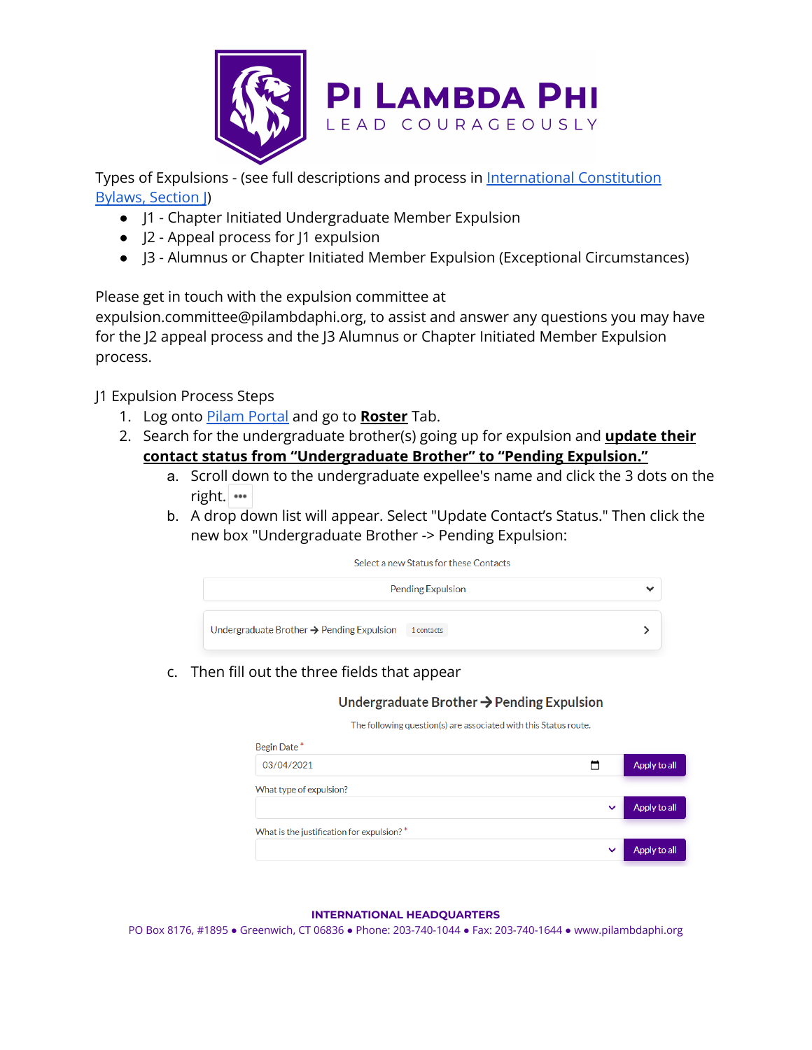Pi Lambda Phi

LEAD COURAGEOUSLY

Types of Expulsions - (see full descriptions and process in International Constitution Bylaws, Section J)

- J1 - Chapter Initiated Undergraduate Member Expulsion
- J2 - Appeal process for J1 expulsion
- J3 - Alumnus or Chapter Initiated Member Expulsion (Exceptional Circumstances)

Please get in touch with the expulsion committee at expulsion.committee@pilambdaphi.org, to assist and answer any questions you may have for the J2 appeal process and the J3 Alumnus or Chapter Initiated Member Expulsion process.

J1 Expulsion Process Steps

1. Log onto Pilam Portal and go to **Roster** Tab.
2. Search for the undergraduate brother(s) going up for expulsion and **update their contact status from "Undergraduate Brother" to "Pending Expulsion."**
   a. Scroll down to the undergraduate expellee's name and click the 3 dots on the right. •••
   b. A drop down list will appear. Select "Update Contact's Status." Then click the new box "Undergraduate Brother -> Pending Expulsion:

      Select a new Status for these Contacts

      Pending Expulsion

      Undergraduate Brother → Pending Expulsion 1 contacts

   c. Then fill out the three fields that appear

      Undergraduate Brother → Pending Expulsion

      The following question(s) are associated with this Status route.

      Begin Date *
      03/04/2021 — Apply to all

      What type of expulsion? — Apply to all

      What is the justification for expulsion? * — Apply to all

INTERNATIONAL HEADQUARTERS

PO Box 8176, #1895 • Greenwich, CT 06836 • Phone: 203-740-1044 • Fax: 203-740-1644 • www.pilambdaphi.org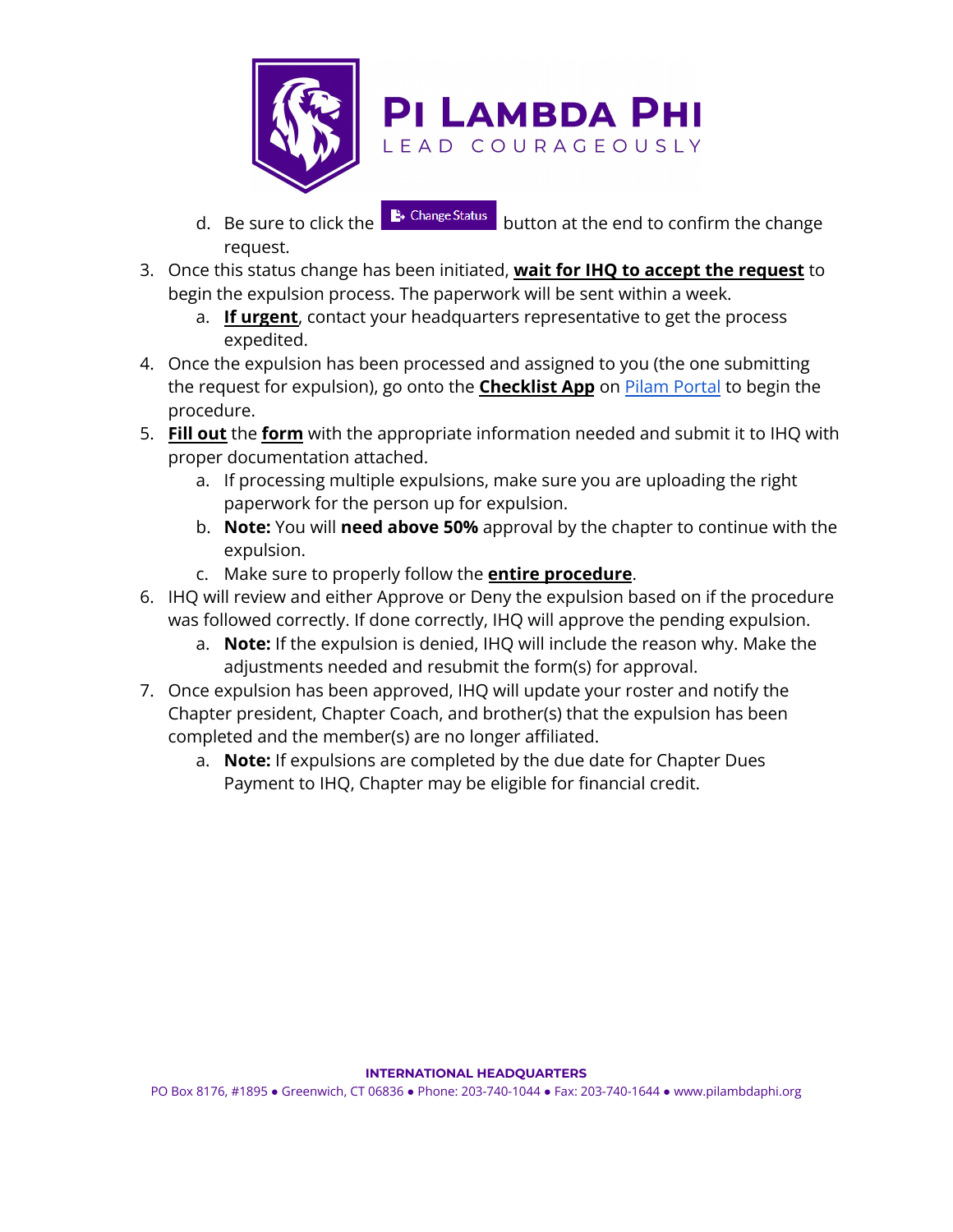d. Be sure to click the Change Status button at the end to confirm the change request.

3. Once this status change has been initiated, **wait for IHQ to accept the request** to begin the expulsion process. The paperwork will be sent within a week.
   a. **If urgent**, contact your headquarters representative to get the process expedited.
4. Once the expulsion has been processed and assigned to you (the one submitting the request for expulsion), go onto the **Checklist App** on Pilam Portal to begin the procedure.
5. **Fill out** the **form** with the appropriate information needed and submit it to IHQ with proper documentation attached.
   a. If processing multiple expulsions, make sure you are uploading the right paperwork for the person up for expulsion.
   b. **Note:** You will **need above 50%** approval by the chapter to continue with the expulsion.
   c. Make sure to properly follow the **entire procedure**.
6. IHQ will review and either Approve or Deny the expulsion based on if the procedure was followed correctly. If done correctly, IHQ will approve the pending expulsion.
   a. **Note:** If the expulsion is denied, IHQ will include the reason why. Make the adjustments needed and resubmit the form(s) for approval.
7. Once expulsion has been approved, IHQ will update your roster and notify the Chapter president, Chapter Coach, and brother(s) that the expulsion has been completed and the member(s) are no longer affiliated.
   a. **Note:** If expulsions are completed by the due date for Chapter Dues Payment to IHQ, Chapter may be eligible for financial credit.